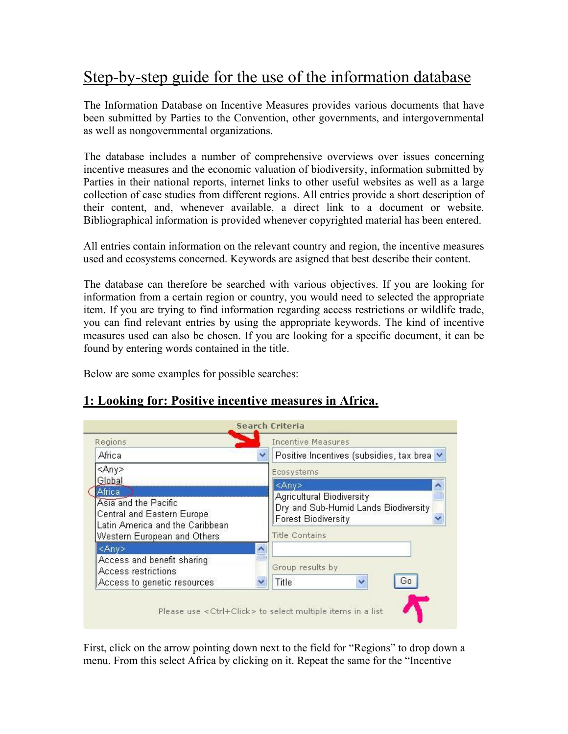// Step-by-step guide for the use of the information database

The Information Database on Incentive Measures provides various documents that have been submitted by Parties to the Convention, other governments, and intergovernmental as well as nongovernmental organizations.

The database includes a number of comprehensive overviews over issues concerning incentive measures and the economic valuation of biodiversity, information submitted by Parties in their national reports, internet links to other useful websites as well as a large collection of case studies from different regions. All entries provide a short description of their content, and, whenever available, a direct link to a document or website. Bibliographical information is provided whenever copyrighted material has been entered.

All entries contain information on the relevant country and region, the incentive measures used and ecosystems concerned. Keywords are asigned that best describe their content.

The database can therefore be searched with various objectives. If you are looking for information from a certain region or country, you would need to selected the appropriate item. If you are trying to find information regarding access restrictions or wildlife trade, you can find relevant entries by using the appropriate keywords. The kind of incentive measures used can also be chosen. If you are looking for a specific document, it can be found by entering words contained in the title.

Below are some examples for possible searches:

## 1: Looking for: Positive incentive measures in Africa.

First, click on the arrow pointing down next to the field for "Regions" to drop down a menu. From this select Africa by clicking on it. Repeat the same for the "Incentive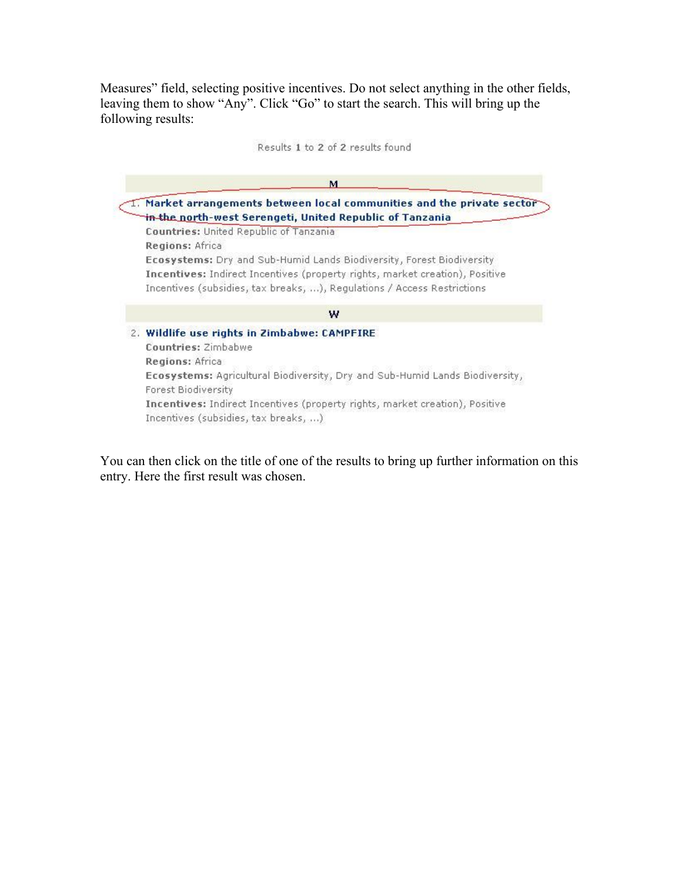Measures" field, selecting positive incentives. Do not select anything in the other fields, leaving them to show "Any". Click "Go" to start the search. This will bring up the following results:

Results **1** to **2** of **2** results found

**M**

1. **Market arrangements between local communities and the private sector in the north-west Serengeti, United Republic of Tanzania**
   **Countries:** United Republic of Tanzania
   **Regions:** Africa
   **Ecosystems:** Dry and Sub-Humid Lands Biodiversity, Forest Biodiversity
   **Incentives:** Indirect Incentives (property rights, market creation), Positive Incentives (subsidies, tax breaks, ...), Regulations / Access Restrictions

**W**

2. **Wildlife use rights in Zimbabwe: CAMPFIRE**
   **Countries:** Zimbabwe
   **Regions:** Africa
   **Ecosystems:** Agricultural Biodiversity, Dry and Sub-Humid Lands Biodiversity, Forest Biodiversity
   **Incentives:** Indirect Incentives (property rights, market creation), Positive Incentives (subsidies, tax breaks, ...)

You can then click on the title of one of the results to bring up further information on this entry. Here the first result was chosen.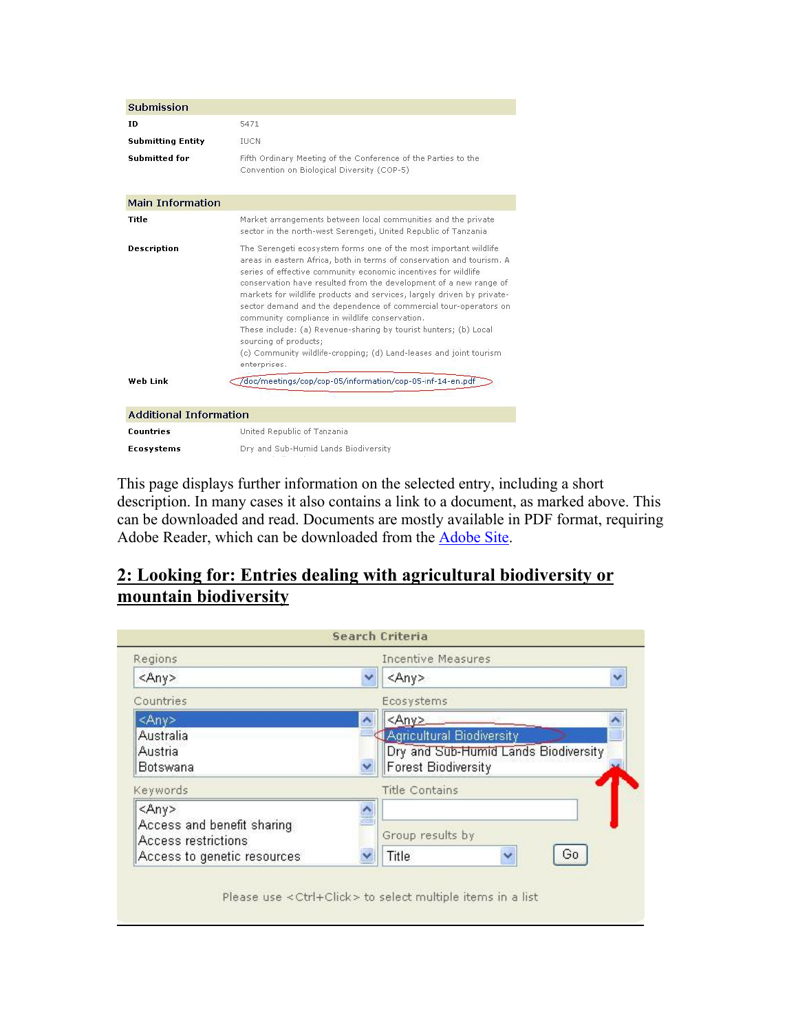| Submission | |
|---|---|
| **ID** | 5471 |
| **Submitting Entity** | IUCN |
| **Submitted for** | Fifth Ordinary Meeting of the Conference of the Parties to the Convention on Biological Diversity (COP-5) |

| Main Information | |
|---|---|
| **Title** | Market arrangements between local communities and the private sector in the north-west Serengeti, United Republic of Tanzania |
| **Description** | The Serengeti ecosystem forms one of the most important wildlife areas in eastern Africa, both in terms of conservation and tourism. A series of effective community economic incentives for wildlife conservation have resulted from the development of a new range of markets for wildlife products and services, largely driven by private-sector demand and the dependence of commercial tour-operators on community compliance in wildlife conservation. These include: (a) Revenue-sharing by tourist hunters; (b) Local sourcing of products; (c) Community wildlife-cropping; (d) Land-leases and joint tourism enterprises. |
| **Web Link** | /doc/meetings/cop/cop-05/information/cop-05-inf-14-en.pdf |

| Additional Information | |
|---|---|
| **Countries** | United Republic of Tanzania |
| **Ecosystems** | Dry and Sub-Humid Lands Biodiversity |

This page displays further information on the selected entry, including a short description. In many cases it also contains a link to a document, as marked above. This can be downloaded and read. Documents are mostly available in PDF format, requiring Adobe Reader, which can be downloaded from the Adobe Site.

## 2: Looking for: Entries dealing with agricultural biodiversity or mountain biodiversity

**Search Criteria**

| Regions | Incentive Measures |
|---|---|
| <Any> | <Any> |

| Countries | Ecosystems |
|---|---|
| <Any> | <Any> |
| Australia | Agricultural Biodiversity |
| Austria | Dry and Sub-Humid Lands Biodiversity |
| Botswana | Forest Biodiversity |

| Keywords | Title Contains |
|---|---|
| <Any> | |
| Access and benefit sharing | |
| Access restrictions | Group results by |
| Access to genetic resources | Title — Go |

Please use <Ctrl+Click> to select multiple items in a list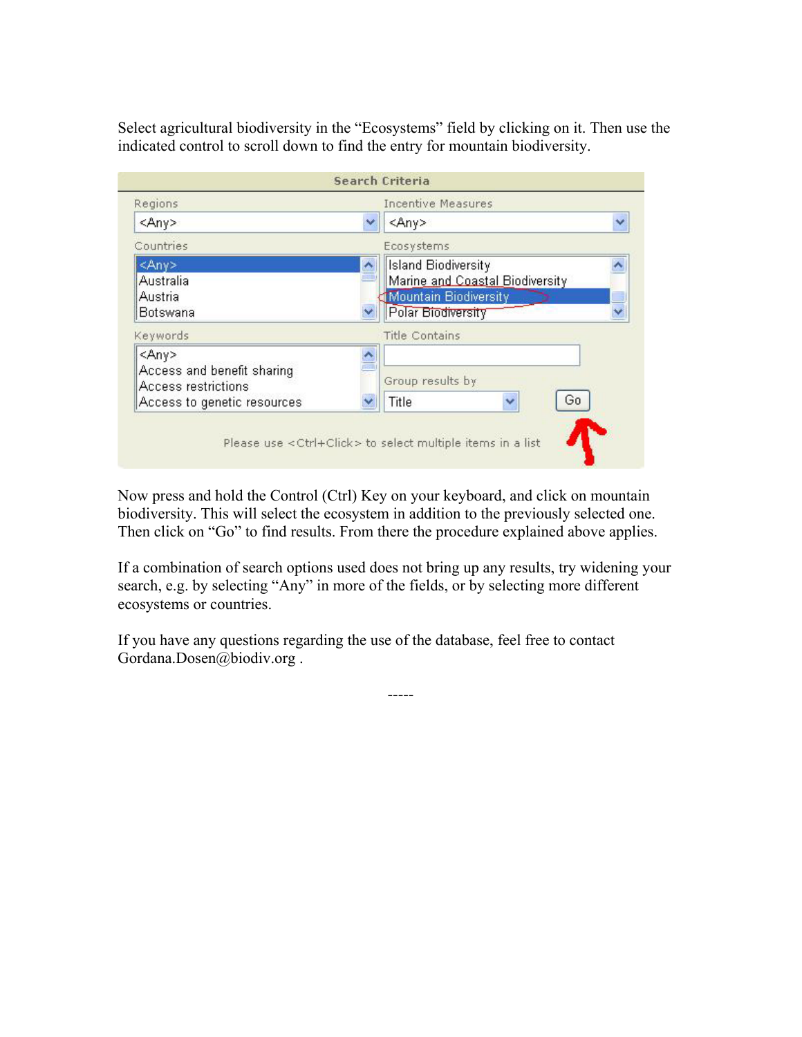Select agricultural biodiversity in the "Ecosystems" field by clicking on it. Then use the indicated control to scroll down to find the entry for mountain biodiversity.

Now press and hold the Control (Ctrl) Key on your keyboard, and click on mountain biodiversity. This will select the ecosystem in addition to the previously selected one. Then click on "Go" to find results. From there the procedure explained above applies.

If a combination of search options used does not bring up any results, try widening your search, e.g. by selecting "Any" in more of the fields, or by selecting more different ecosystems or countries.

If you have any questions regarding the use of the database, feel free to contact Gordana.Dosen@biodiv.org .

-----